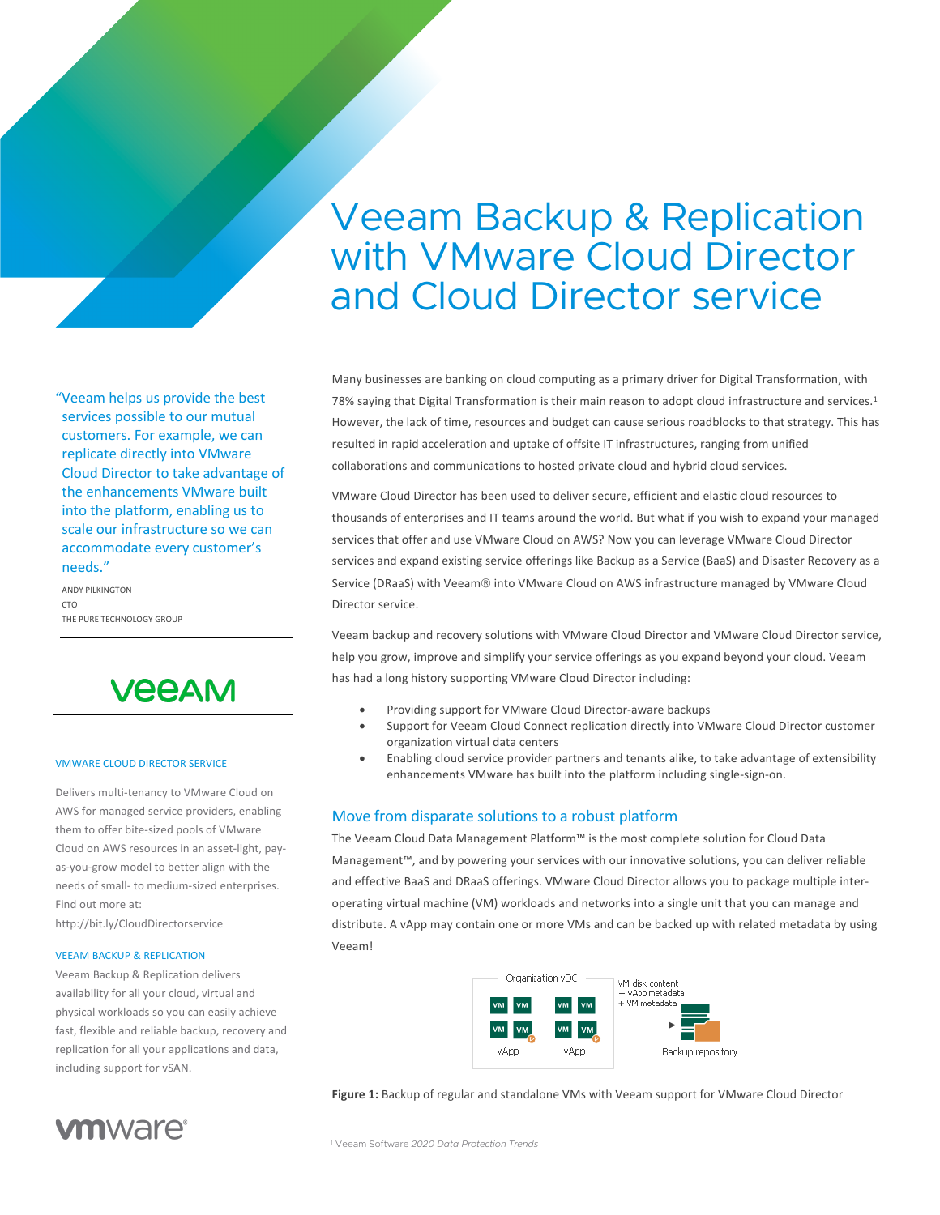# Veeam Backup & Replication with VMware Cloud Director and Cloud Director service

Many businesses are banking on cloud computing as a primary driver for Digital Transformation, with 78% saying that Digital Transformation is their main reason to adopt cloud infrastructure and services.[1] However, the lack of time, resources and budget can cause serious roadblocks to that strategy. This has resulted in rapid acceleration and uptake of offsite IT infrastructures, ranging from unified collaborations and communications to hosted private cloud and hybrid cloud services.

VMware Cloud Director has been used to deliver secure, efficient and elastic cloud resources to thousands of enterprises and IT teams around the world. But what if you wish to expand your managed services that offer and use VMware Cloud on AWS? Now you can leverage VMware Cloud Director services and expand existing service offerings like Backup as a Service (BaaS) and Disaster Recovery as a Service (DRaaS) with Veeam® into VMware Cloud on AWS infrastructure managed by VMware Cloud Director service.

Veeam backup and recovery solutions with VMware Cloud Director and VMware Cloud Director service, help you grow, improve and simplify your service offerings as you expand beyond your cloud. Veeam has had a long history supporting VMware Cloud Director including:

- Providing support for VMware Cloud Director-aware backups
- Support for Veeam Cloud Connect replication directly into VMware Cloud Director customer organization virtual data centers
- Enabling cloud service provider partners and tenants alike, to take advantage of extensibility enhancements VMware has built into the platform including single-sign-on.

## Move from disparate solutions to a robust platform

The Veeam Cloud Data Management Platform™ is the most complete solution for Cloud Data Management™, and by powering your services with our innovative solutions, you can deliver reliable and effective BaaS and DRaaS offerings. VMware Cloud Director allows you to package multiple inter-operating virtual machine (VM) workloads and networks into a single unit that you can manage and distribute. A vApp may contain one or more VMs and can be backed up with related metadata by using Veeam!

Organization vDC — VM VM VM VM (vApp), VM VM VM VM (vApp) → VM disk content + vApp metadata + VM metadata → Backup repository

**Figure 1:** Backup of regular and standalone VMs with Veeam support for VMware Cloud Director

> "Veeam helps us provide the best services possible to our mutual customers. For example, we can replicate directly into VMware Cloud Director to take advantage of the enhancements VMware built into the platform, enabling us to scale our infrastructure so we can accommodate every customer's needs."
>
> ANDY PILKINGTON
> CTO
> THE PURE TECHNOLOGY GROUP

### VMWARE CLOUD DIRECTOR SERVICE

Delivers multi-tenancy to VMware Cloud on AWS for managed service providers, enabling them to offer bite-sized pools of VMware Cloud on AWS resources in an asset-light, pay-as-you-grow model to better align with the needs of small- to medium-sized enterprises. Find out more at: http://bit.ly/CloudDirectorservice

### VEEAM BACKUP & REPLICATION

Veeam Backup & Replication delivers availability for all your cloud, virtual and physical workloads so you can easily achieve fast, flexible and reliable backup, recovery and replication for all your applications and data, including support for vSAN.

[1] Veeam Software *2020 Data Protection Trends*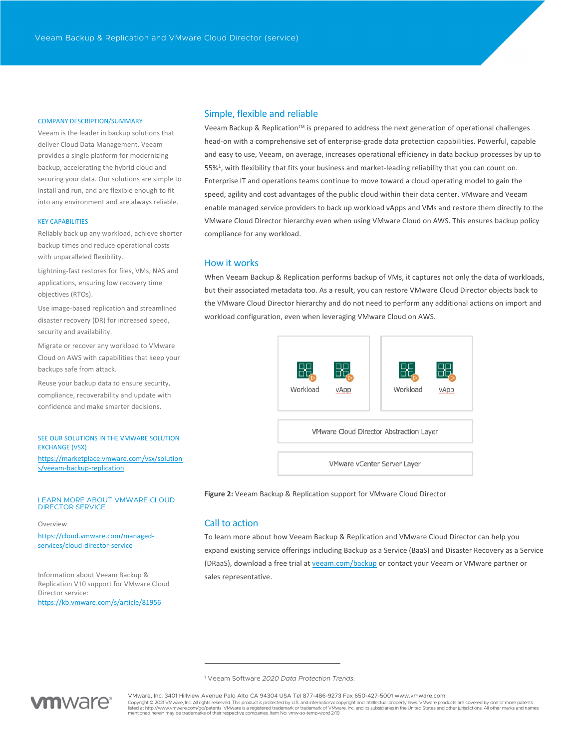## COMPANY DESCRIPTION/SUMMARY

Veeam is the leader in backup solutions that deliver Cloud Data Management. Veeam provides a single platform for modernizing backup, accelerating the hybrid cloud and securing your data. Our solutions are simple to install and run, and are flexible enough to fit into any environment and are always reliable.

## KEY CAPABILITIES

Reliably back up any workload, achieve shorter backup times and reduce operational costs with unparalleled flexibility.

Lightning-fast restores for files, VMs, NAS and applications, ensuring low recovery time objectives (RTOs).

Use image-based replication and streamlined disaster recovery (DR) for increased speed, security and availability.

Migrate or recover any workload to VMware Cloud on AWS with capabilities that keep your backups safe from attack.

Reuse your backup data to ensure security, compliance, recoverability and update with confidence and make smarter decisions.

## SEE OUR SOLUTIONS IN THE VMWARE SOLUTION EXCHANGE (VSX)

https://marketplace.vmware.com/vsx/solutions/veeam-backup-replication

## LEARN MORE ABOUT VMWARE CLOUD DIRECTOR SERVICE

Overview:

https://cloud.vmware.com/managed-services/cloud-director-service

Information about Veeam Backup & Replication V10 support for VMware Cloud Director service:
https://kb.vmware.com/s/article/81956

## Simple, flexible and reliable

Veeam Backup & Replication™ is prepared to address the next generation of operational challenges head-on with a comprehensive set of enterprise-grade data protection capabilities. Powerful, capable and easy to use, Veeam, on average, increases operational efficiency in data backup processes by up to 55%[1], with flexibility that fits your business and market-leading reliability that you can count on. Enterprise IT and operations teams continue to move toward a cloud operating model to gain the speed, agility and cost advantages of the public cloud within their data center. VMware and Veeam enable managed service providers to back up workload vApps and VMs and restore them directly to the VMware Cloud Director hierarchy even when using VMware Cloud on AWS. This ensures backup policy compliance for any workload.

## How it works

When Veeam Backup & Replication performs backup of VMs, it captures not only the data of workloads, but their associated metadata too. As a result, you can restore VMware Cloud Director objects back to the VMware Cloud Director hierarchy and do not need to perform any additional actions on import and workload configuration, even when leveraging VMware Cloud on AWS.

Workload
vApp
Workload
vApp
VMware Cloud Director Abstraction Layer
VMware vCenter Server Layer

**Figure 2:** Veeam Backup & Replication support for VMware Cloud Director

## Call to action

To learn more about how Veeam Backup & Replication and VMware Cloud Director can help you expand existing service offerings including Backup as a Service (BaaS) and Disaster Recovery as a Service (DRaaS), download a free trial at veeam.com/backup or contact your Veeam or VMware partner or sales representative.

[1] Veeam Software *2020 Data Protection Trends*.

VMware, Inc. 3401 Hillview Avenue Palo Alto CA 94304 USA Tel 877-486-9273 Fax 650-427-5001 www.vmware.com.
Copyright © 2021 VMware, Inc. All rights reserved. This product is protected by U.S. and international copyright and intellectual property laws. VMware products are covered by one or more patents listed at http://www.vmware.com/go/patents. VMware is a registered trademark or trademark of VMware, Inc. and its subsidiaries in the United States and other jurisdictions. All other marks and names mentioned herein may be trademarks of their respective companies. Item No: vmw-so-temp-word 2/19